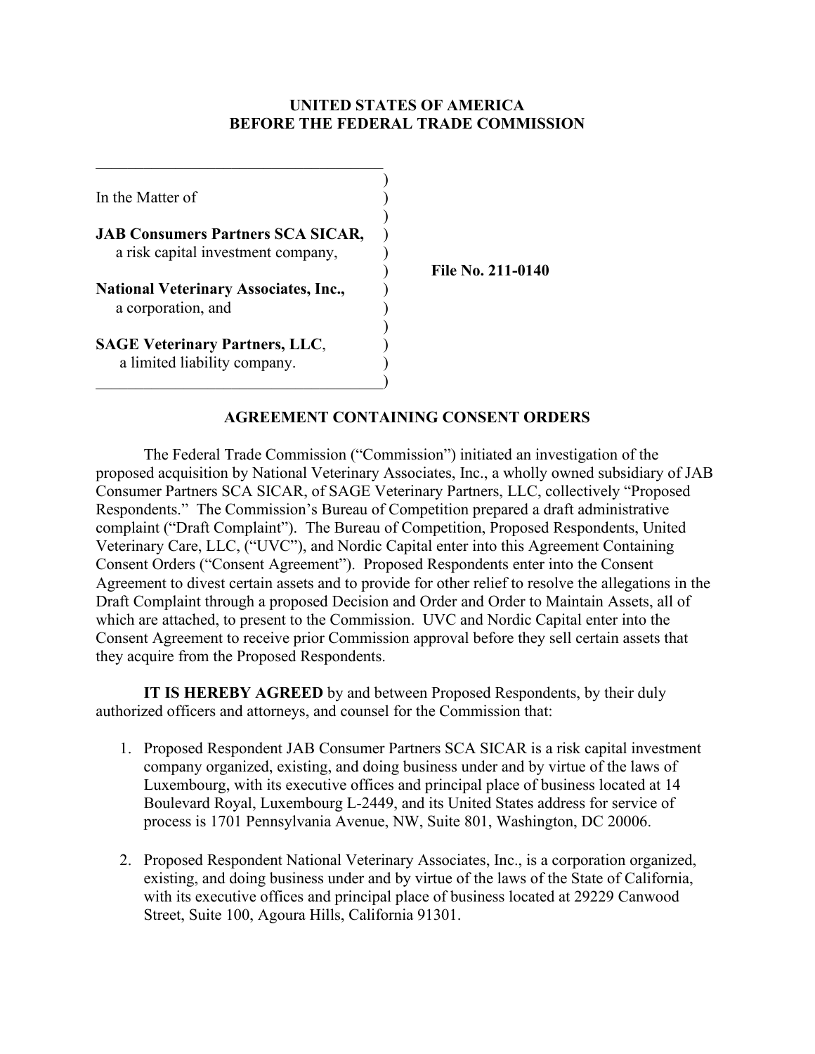**UNITED STATES OF AMERICA**
**BEFORE THE FEDERAL TRADE COMMISSION**

In the Matter of

**JAB Consumers Partners SCA SICAR,**
a risk capital investment company,

**National Veterinary Associates, Inc.,**
a corporation, and

**SAGE Veterinary Partners, LLC**,
a limited liability company.

**File No. 211-0140**

## AGREEMENT CONTAINING CONSENT ORDERS

The Federal Trade Commission ("Commission") initiated an investigation of the proposed acquisition by National Veterinary Associates, Inc., a wholly owned subsidiary of JAB Consumer Partners SCA SICAR, of SAGE Veterinary Partners, LLC, collectively "Proposed Respondents." The Commission's Bureau of Competition prepared a draft administrative complaint ("Draft Complaint"). The Bureau of Competition, Proposed Respondents, United Veterinary Care, LLC, ("UVC"), and Nordic Capital enter into this Agreement Containing Consent Orders ("Consent Agreement"). Proposed Respondents enter into the Consent Agreement to divest certain assets and to provide for other relief to resolve the allegations in the Draft Complaint through a proposed Decision and Order and Order to Maintain Assets, all of which are attached, to present to the Commission. UVC and Nordic Capital enter into the Consent Agreement to receive prior Commission approval before they sell certain assets that they acquire from the Proposed Respondents.

**IT IS HEREBY AGREED** by and between Proposed Respondents, by their duly authorized officers and attorneys, and counsel for the Commission that:

1. Proposed Respondent JAB Consumer Partners SCA SICAR is a risk capital investment company organized, existing, and doing business under and by virtue of the laws of Luxembourg, with its executive offices and principal place of business located at 14 Boulevard Royal, Luxembourg L-2449, and its United States address for service of process is 1701 Pennsylvania Avenue, NW, Suite 801, Washington, DC 20006.

2. Proposed Respondent National Veterinary Associates, Inc., is a corporation organized, existing, and doing business under and by virtue of the laws of the State of California, with its executive offices and principal place of business located at 29229 Canwood Street, Suite 100, Agoura Hills, California 91301.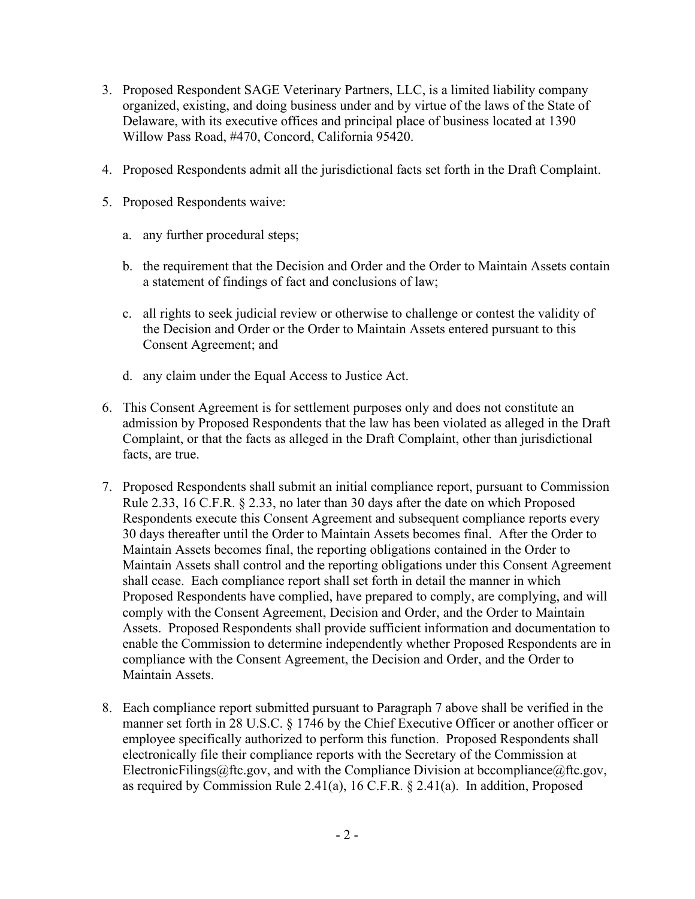3. Proposed Respondent SAGE Veterinary Partners, LLC, is a limited liability company organized, existing, and doing business under and by virtue of the laws of the State of Delaware, with its executive offices and principal place of business located at 1390 Willow Pass Road, #470, Concord, California 95420.

4. Proposed Respondents admit all the jurisdictional facts set forth in the Draft Complaint.

5. Proposed Respondents waive:

   a. any further procedural steps;

   b. the requirement that the Decision and Order and the Order to Maintain Assets contain a statement of findings of fact and conclusions of law;

   c. all rights to seek judicial review or otherwise to challenge or contest the validity of the Decision and Order or the Order to Maintain Assets entered pursuant to this Consent Agreement; and

   d. any claim under the Equal Access to Justice Act.

6. This Consent Agreement is for settlement purposes only and does not constitute an admission by Proposed Respondents that the law has been violated as alleged in the Draft Complaint, or that the facts as alleged in the Draft Complaint, other than jurisdictional facts, are true.

7. Proposed Respondents shall submit an initial compliance report, pursuant to Commission Rule 2.33, 16 C.F.R. § 2.33, no later than 30 days after the date on which Proposed Respondents execute this Consent Agreement and subsequent compliance reports every 30 days thereafter until the Order to Maintain Assets becomes final. After the Order to Maintain Assets becomes final, the reporting obligations contained in the Order to Maintain Assets shall control and the reporting obligations under this Consent Agreement shall cease. Each compliance report shall set forth in detail the manner in which Proposed Respondents have complied, have prepared to comply, are complying, and will comply with the Consent Agreement, Decision and Order, and the Order to Maintain Assets. Proposed Respondents shall provide sufficient information and documentation to enable the Commission to determine independently whether Proposed Respondents are in compliance with the Consent Agreement, the Decision and Order, and the Order to Maintain Assets.

8. Each compliance report submitted pursuant to Paragraph 7 above shall be verified in the manner set forth in 28 U.S.C. § 1746 by the Chief Executive Officer or another officer or employee specifically authorized to perform this function. Proposed Respondents shall electronically file their compliance reports with the Secretary of the Commission at ElectronicFilings@ftc.gov, and with the Compliance Division at bccompliance@ftc.gov, as required by Commission Rule 2.41(a), 16 C.F.R. § 2.41(a). In addition, Proposed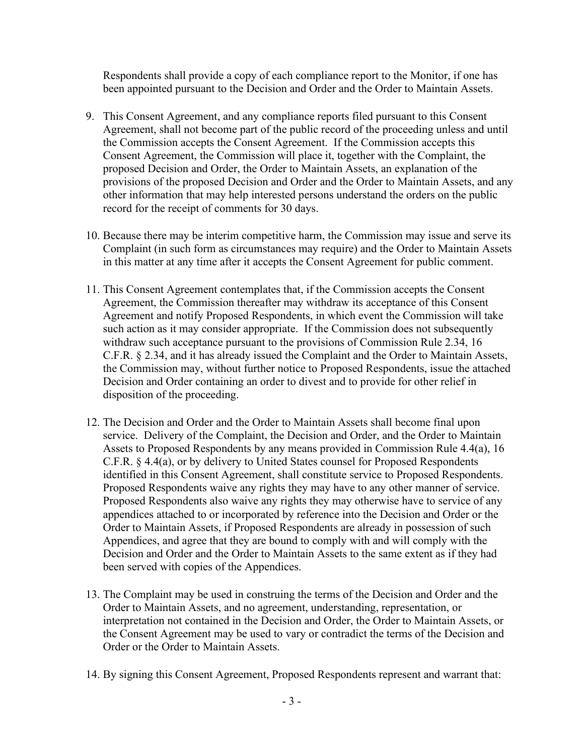Respondents shall provide a copy of each compliance report to the Monitor, if one has been appointed pursuant to the Decision and Order and the Order to Maintain Assets.

9. This Consent Agreement, and any compliance reports filed pursuant to this Consent Agreement, shall not become part of the public record of the proceeding unless and until the Commission accepts the Consent Agreement. If the Commission accepts this Consent Agreement, the Commission will place it, together with the Complaint, the proposed Decision and Order, the Order to Maintain Assets, an explanation of the provisions of the proposed Decision and Order and the Order to Maintain Assets, and any other information that may help interested persons understand the orders on the public record for the receipt of comments for 30 days.

10. Because there may be interim competitive harm, the Commission may issue and serve its Complaint (in such form as circumstances may require) and the Order to Maintain Assets in this matter at any time after it accepts the Consent Agreement for public comment.

11. This Consent Agreement contemplates that, if the Commission accepts the Consent Agreement, the Commission thereafter may withdraw its acceptance of this Consent Agreement and notify Proposed Respondents, in which event the Commission will take such action as it may consider appropriate. If the Commission does not subsequently withdraw such acceptance pursuant to the provisions of Commission Rule 2.34, 16 C.F.R. § 2.34, and it has already issued the Complaint and the Order to Maintain Assets, the Commission may, without further notice to Proposed Respondents, issue the attached Decision and Order containing an order to divest and to provide for other relief in disposition of the proceeding.

12. The Decision and Order and the Order to Maintain Assets shall become final upon service. Delivery of the Complaint, the Decision and Order, and the Order to Maintain Assets to Proposed Respondents by any means provided in Commission Rule 4.4(a), 16 C.F.R. § 4.4(a), or by delivery to United States counsel for Proposed Respondents identified in this Consent Agreement, shall constitute service to Proposed Respondents. Proposed Respondents waive any rights they may have to any other manner of service. Proposed Respondents also waive any rights they may otherwise have to service of any appendices attached to or incorporated by reference into the Decision and Order or the Order to Maintain Assets, if Proposed Respondents are already in possession of such Appendices, and agree that they are bound to comply with and will comply with the Decision and Order and the Order to Maintain Assets to the same extent as if they had been served with copies of the Appendices.

13. The Complaint may be used in construing the terms of the Decision and Order and the Order to Maintain Assets, and no agreement, understanding, representation, or interpretation not contained in the Decision and Order, the Order to Maintain Assets, or the Consent Agreement may be used to vary or contradict the terms of the Decision and Order or the Order to Maintain Assets.

14. By signing this Consent Agreement, Proposed Respondents represent and warrant that: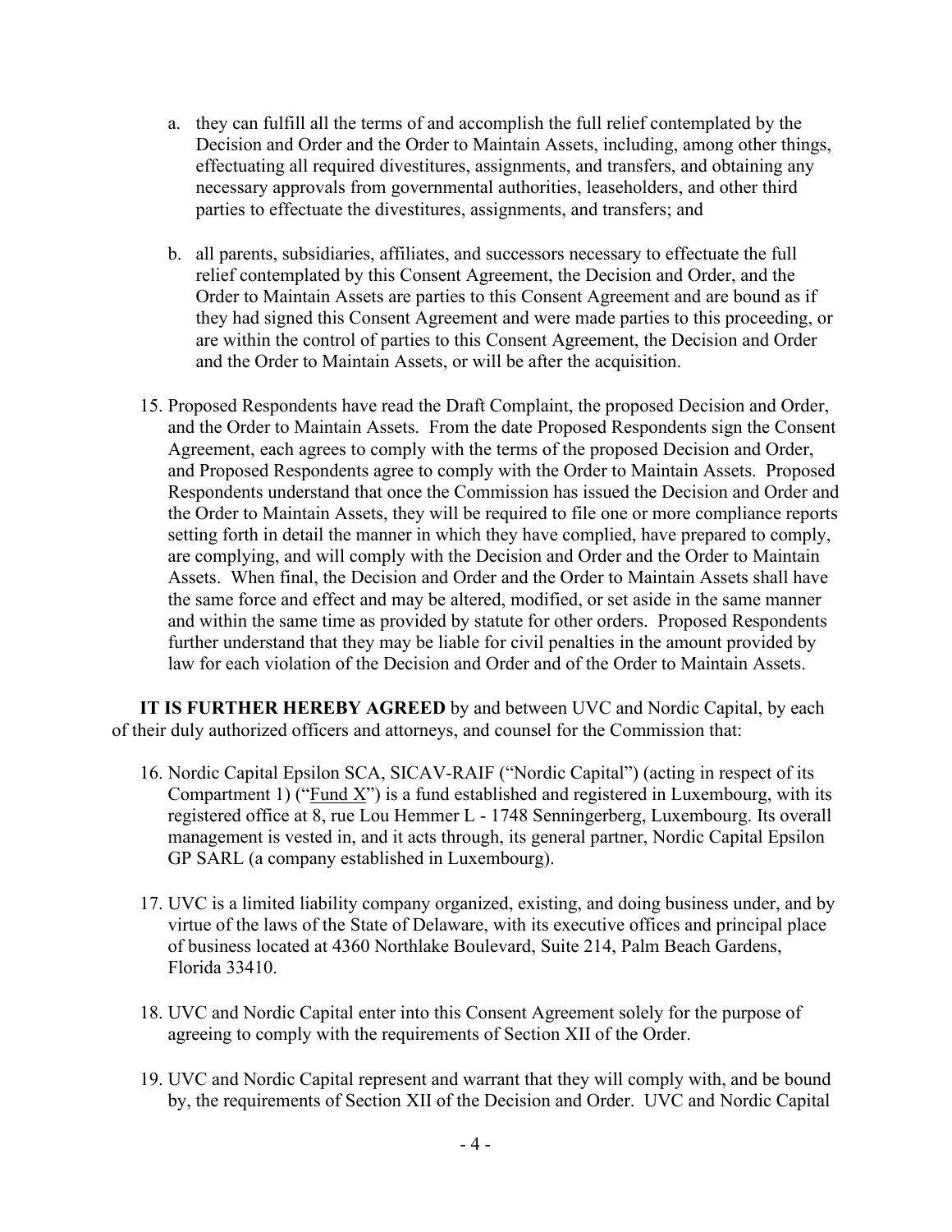a. they can fulfill all the terms of and accomplish the full relief contemplated by the Decision and Order and the Order to Maintain Assets, including, among other things, effectuating all required divestitures, assignments, and transfers, and obtaining any necessary approvals from governmental authorities, leaseholders, and other third parties to effectuate the divestitures, assignments, and transfers; and

b. all parents, subsidiaries, affiliates, and successors necessary to effectuate the full relief contemplated by this Consent Agreement, the Decision and Order, and the Order to Maintain Assets are parties to this Consent Agreement and are bound as if they had signed this Consent Agreement and were made parties to this proceeding, or are within the control of parties to this Consent Agreement, the Decision and Order and the Order to Maintain Assets, or will be after the acquisition.

15. Proposed Respondents have read the Draft Complaint, the proposed Decision and Order, and the Order to Maintain Assets. From the date Proposed Respondents sign the Consent Agreement, each agrees to comply with the terms of the proposed Decision and Order, and Proposed Respondents agree to comply with the Order to Maintain Assets. Proposed Respondents understand that once the Commission has issued the Decision and Order and the Order to Maintain Assets, they will be required to file one or more compliance reports setting forth in detail the manner in which they have complied, have prepared to comply, are complying, and will comply with the Decision and Order and the Order to Maintain Assets. When final, the Decision and Order and the Order to Maintain Assets shall have the same force and effect and may be altered, modified, or set aside in the same manner and within the same time as provided by statute for other orders. Proposed Respondents further understand that they may be liable for civil penalties in the amount provided by law for each violation of the Decision and Order and of the Order to Maintain Assets.

**IT IS FURTHER HEREBY AGREED** by and between UVC and Nordic Capital, by each of their duly authorized officers and attorneys, and counsel for the Commission that:

16. Nordic Capital Epsilon SCA, SICAV-RAIF ("Nordic Capital") (acting in respect of its Compartment 1) ("Fund X") is a fund established and registered in Luxembourg, with its registered office at 8, rue Lou Hemmer L - 1748 Senningerberg, Luxembourg. Its overall management is vested in, and it acts through, its general partner, Nordic Capital Epsilon GP SARL (a company established in Luxembourg).

17. UVC is a limited liability company organized, existing, and doing business under, and by virtue of the laws of the State of Delaware, with its executive offices and principal place of business located at 4360 Northlake Boulevard, Suite 214, Palm Beach Gardens, Florida 33410.

18. UVC and Nordic Capital enter into this Consent Agreement solely for the purpose of agreeing to comply with the requirements of Section XII of the Order.

19. UVC and Nordic Capital represent and warrant that they will comply with, and be bound by, the requirements of Section XII of the Decision and Order. UVC and Nordic Capital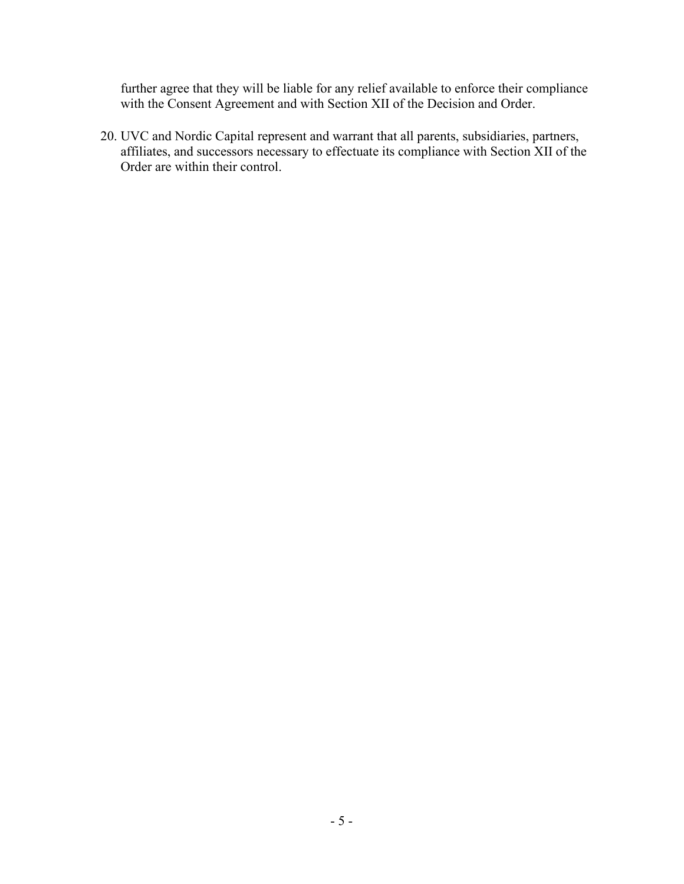further agree that they will be liable for any relief available to enforce their compliance with the Consent Agreement and with Section XII of the Decision and Order.

20. UVC and Nordic Capital represent and warrant that all parents, subsidiaries, partners, affiliates, and successors necessary to effectuate its compliance with Section XII of the Order are within their control.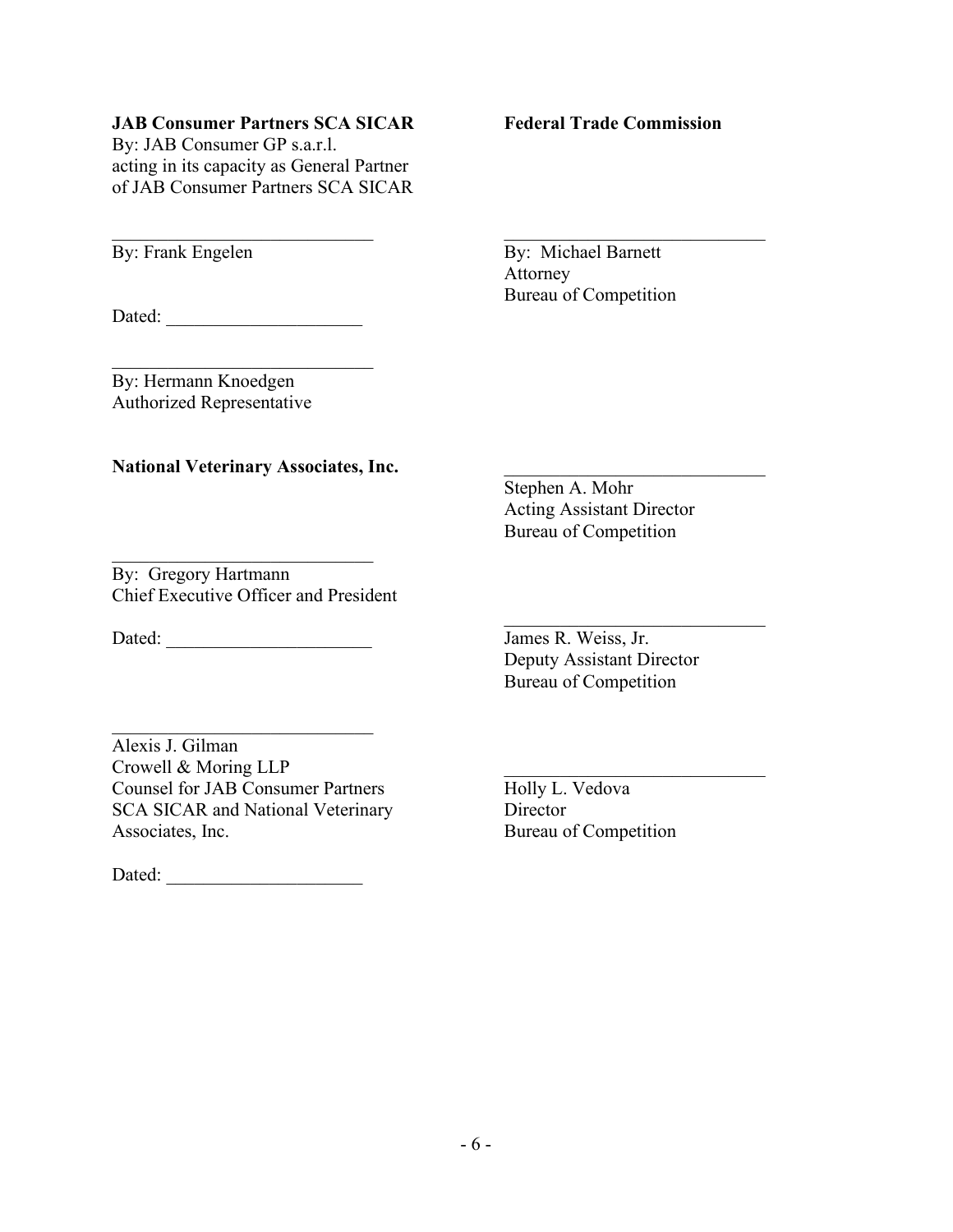**JAB Consumer Partners SCA SICAR**
By: JAB Consumer GP s.a.r.l.
acting in its capacity as General Partner
of JAB Consumer Partners SCA SICAR

\_\_\_\_\_\_\_\_\_\_\_\_\_\_\_\_\_\_\_\_\_\_\_\_\_\_\_\_
By: Frank Engelen

Dated: \_\_\_\_\_\_\_\_\_\_\_\_\_\_\_\_\_\_\_\_\_

\_\_\_\_\_\_\_\_\_\_\_\_\_\_\_\_\_\_\_\_\_\_\_\_\_\_\_\_
By: Hermann Knoedgen
Authorized Representative

**National Veterinary Associates, Inc.**

\_\_\_\_\_\_\_\_\_\_\_\_\_\_\_\_\_\_\_\_\_\_\_\_\_\_\_\_
By: Gregory Hartmann
Chief Executive Officer and President

Dated: \_\_\_\_\_\_\_\_\_\_\_\_\_\_\_\_\_\_\_\_\_\_

\_\_\_\_\_\_\_\_\_\_\_\_\_\_\_\_\_\_\_\_\_\_\_\_\_\_\_\_
Alexis J. Gilman
Crowell & Moring LLP
Counsel for JAB Consumer Partners SCA SICAR and National Veterinary Associates, Inc.

Dated: \_\_\_\_\_\_\_\_\_\_\_\_\_\_\_\_\_\_\_\_\_

**Federal Trade Commission**

\_\_\_\_\_\_\_\_\_\_\_\_\_\_\_\_\_\_\_\_\_\_\_\_\_\_\_\_
By: Michael Barnett
Attorney
Bureau of Competition

\_\_\_\_\_\_\_\_\_\_\_\_\_\_\_\_\_\_\_\_\_\_\_\_\_\_\_\_
Stephen A. Mohr
Acting Assistant Director
Bureau of Competition

\_\_\_\_\_\_\_\_\_\_\_\_\_\_\_\_\_\_\_\_\_\_\_\_\_\_\_\_
James R. Weiss, Jr.
Deputy Assistant Director
Bureau of Competition

\_\_\_\_\_\_\_\_\_\_\_\_\_\_\_\_\_\_\_\_\_\_\_\_\_\_\_\_
Holly L. Vedova
Director
Bureau of Competition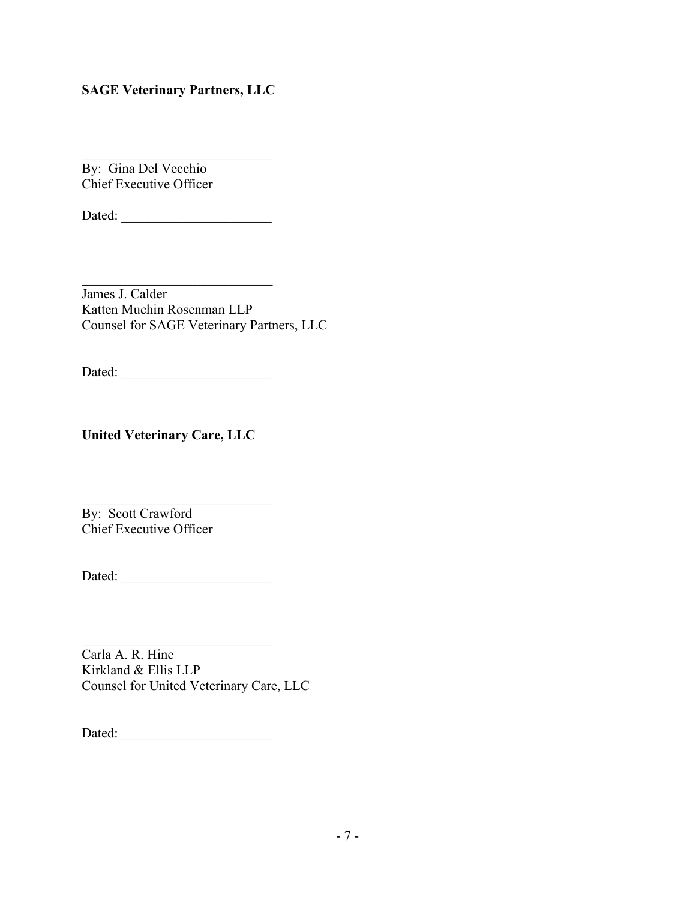**SAGE Veterinary Partners, LLC**

\_\_\_\_\_\_\_\_\_\_\_\_\_\_\_\_\_\_\_\_\_\_\_\_\_\_\_\_
By: Gina Del Vecchio
Chief Executive Officer

Dated: \_\_\_\_\_\_\_\_\_\_\_\_\_\_\_\_\_\_\_\_\_\_

\_\_\_\_\_\_\_\_\_\_\_\_\_\_\_\_\_\_\_\_\_\_\_\_\_\_\_\_
James J. Calder
Katten Muchin Rosenman LLP
Counsel for SAGE Veterinary Partners, LLC

Dated: \_\_\_\_\_\_\_\_\_\_\_\_\_\_\_\_\_\_\_\_\_\_

**United Veterinary Care, LLC**

\_\_\_\_\_\_\_\_\_\_\_\_\_\_\_\_\_\_\_\_\_\_\_\_\_\_\_\_
By: Scott Crawford
Chief Executive Officer

Dated: \_\_\_\_\_\_\_\_\_\_\_\_\_\_\_\_\_\_\_\_\_\_

\_\_\_\_\_\_\_\_\_\_\_\_\_\_\_\_\_\_\_\_\_\_\_\_\_\_\_\_
Carla A. R. Hine
Kirkland & Ellis LLP
Counsel for United Veterinary Care, LLC

Dated: \_\_\_\_\_\_\_\_\_\_\_\_\_\_\_\_\_\_\_\_\_\_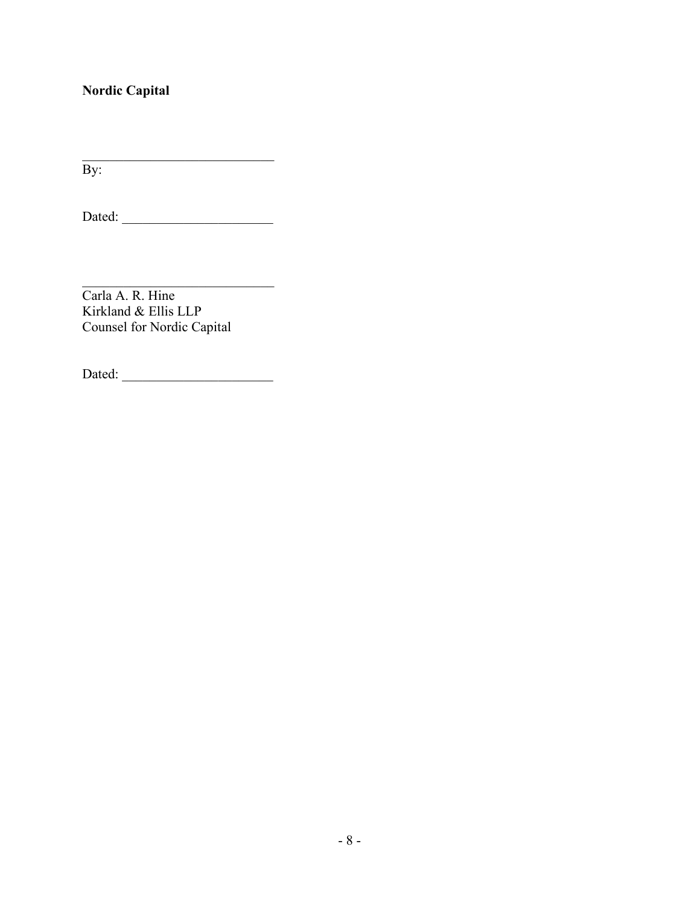**Nordic Capital**

\_\_\_\_\_\_\_\_\_\_\_\_\_\_\_\_\_\_\_\_\_\_\_\_\_\_\_\_\_\_
By:

Dated: \_\_\_\_\_\_\_\_\_\_\_\_\_\_\_\_\_\_\_\_\_\_\_\_

\_\_\_\_\_\_\_\_\_\_\_\_\_\_\_\_\_\_\_\_\_\_\_\_\_\_\_\_\_\_
Carla A. R. Hine
Kirkland & Ellis LLP
Counsel for Nordic Capital

Dated: \_\_\_\_\_\_\_\_\_\_\_\_\_\_\_\_\_\_\_\_\_\_\_\_